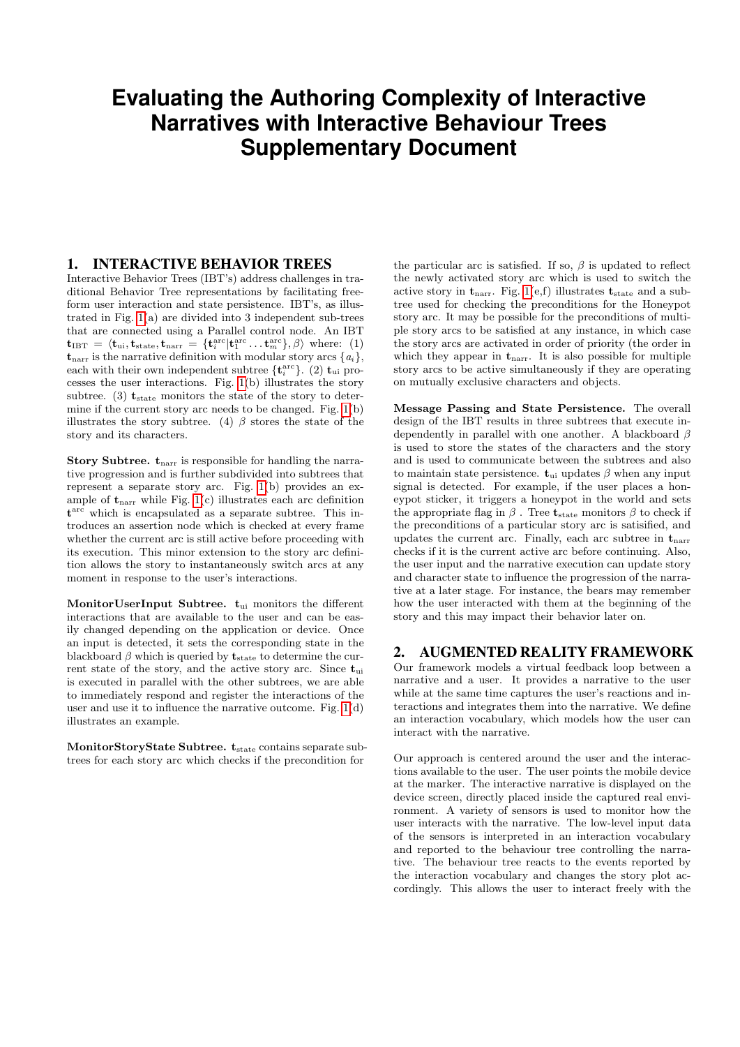# Evaluating the Authoring Complexity of Interactive Narratives with Interactive Behaviour Trees Supplementary Document

## 1. INTERACTIVE BEHAVIOR TREES

Interactive Behavior Trees (IBT's) address challenges in traditional Behavior Tree representations by facilitating free-form user interaction and state persistence. IBT's, as illustrated in Fig. 1(a) are divided into 3 independent sub-trees that are connected using a Parallel control node. An IBT $\mathbf{t}_{\text{IBT}} = \langle \mathbf{t}_{\text{ui}}, \mathbf{t}_{\text{state}}, \mathbf{t}_{\text{narr}} = \{\mathbf{t}_i^{\text{arc}} | \mathbf{t}_1^{\text{arc}} \dots \mathbf{t}_m^{\text{arc}}\}, \beta \rangle$ where: (1) $\mathbf{t}_{\text{narr}}$ is the narrative definition with modular story arcs $\{a_i\}$, each with their own independent subtree $\{\mathbf{t}_i^{\text{arc}}\}$. (2) $\mathbf{t}_{\text{ui}}$ processes the user interactions. Fig. 1(b) illustrates the story subtree. (3) $\mathbf{t}_{\text{state}}$ monitors the state of the story to determine if the current story arc needs to be changed. Fig. 1(b) illustrates the story subtree. (4) $\beta$ stores the state of the story and its characters.

**Story Subtree.** $\mathbf{t}_{\text{narr}}$ is responsible for handling the narrative progression and is further subdivided into subtrees that represent a separate story arc. Fig. 1(b) provides an example of $\mathbf{t}_{\text{narr}}$ while Fig. 1(c) illustrates each arc definition $\mathbf{t}^{\text{arc}}$ which is encapsulated as a separate subtree. This introduces an assertion node which is checked at every frame whether the current arc is still active before proceeding with its execution. This minor extension to the story arc definition allows the story to instantaneously switch arcs at any moment in response to the user's interactions.

**MonitorUserInput Subtree.** $\mathbf{t}_{\text{ui}}$ monitors the different interactions that are available to the user and can be easily changed depending on the application or device. Once an input is detected, it sets the corresponding state in the blackboard $\beta$ which is queried by $\mathbf{t}_{\text{state}}$ to determine the current state of the story, and the active story arc. Since $\mathbf{t}_{\text{ui}}$ is executed in parallel with the other subtrees, we are able to immediately respond and register the interactions of the user and use it to influence the narrative outcome. Fig. 1(d) illustrates an example.

**MonitorStoryState Subtree.** $\mathbf{t}_{\text{state}}$ contains separate subtrees for each story arc which checks if the precondition for the particular arc is satisfied. If so, $\beta$ is updated to reflect the newly activated story arc which is used to switch the active story in $\mathbf{t}_{\text{narr}}$. Fig. 1(e,f) illustrates $\mathbf{t}_{\text{state}}$ and a subtree used for checking the preconditions for the Honeypot story arc. It may be possible for the preconditions of multiple story arcs to be satisfied at any instance, in which case the story arcs are activated in order of priority (the order in which they appear in $\mathbf{t}_{\text{narr}}$. It is also possible for multiple story arcs to be active simultaneously if they are operating on mutually exclusive characters and objects.

**Message Passing and State Persistence.** The overall design of the IBT results in three subtrees that execute independently in parallel with one another. A blackboard $\beta$ is used to store the states of the characters and the story and is used to communicate between the subtrees and also to maintain state persistence. $\mathbf{t}_{\text{ui}}$ updates $\beta$ when any input signal is detected. For example, if the user places a honeypot sticker, it triggers a honeypot in the world and sets the appropriate flag in $\beta$ . Tree $\mathbf{t}_{\text{state}}$ monitors $\beta$ to check if the preconditions of a particular story arc is satisified, and updates the current arc. Finally, each arc subtree in $\mathbf{t}_{\text{narr}}$ checks if it is the current active arc before continuing. Also, the user input and the narrative execution can update story and character state to influence the progression of the narrative at a later stage. For instance, the bears may remember how the user interacted with them at the beginning of the story and this may impact their behavior later on.

## 2. AUGMENTED REALITY FRAMEWORK

Our framework models a virtual feedback loop between a narrative and a user. It provides a narrative to the user while at the same time captures the user's reactions and interactions and integrates them into the narrative. We define an interaction vocabulary, which models how the user can interact with the narrative.

Our approach is centered around the user and the interactions available to the user. The user points the mobile device at the marker. The interactive narrative is displayed on the device screen, directly placed inside the captured real environment. A variety of sensors is used to monitor how the user interacts with the narrative. The low-level input data of the sensors is interpreted in an interaction vocabulary and reported to the behaviour tree controlling the narrative. The behaviour tree reacts to the events reported by the interaction vocabulary and changes the story plot accordingly. This allows the user to interact freely with the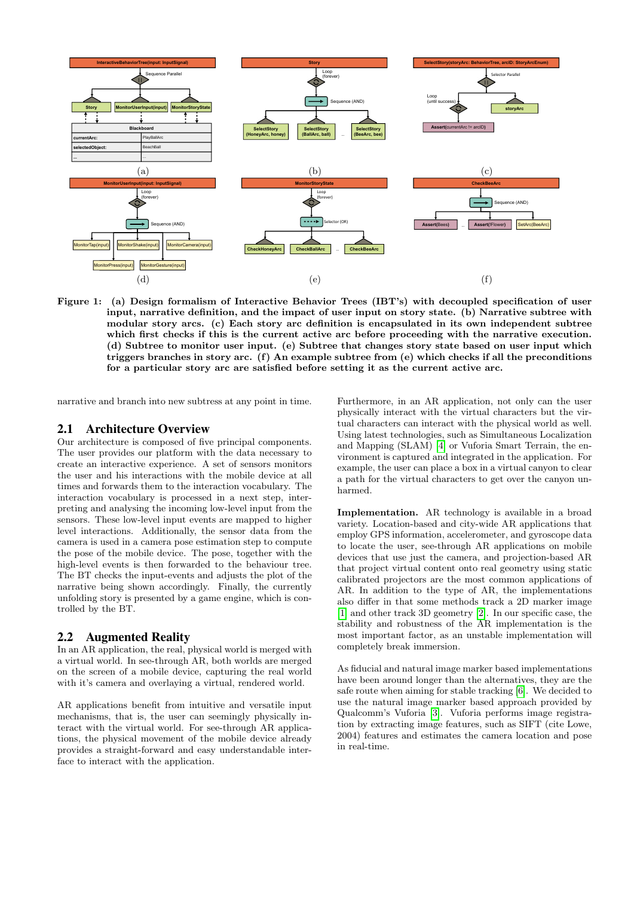Figure 1: **(a) Design formalism of Interactive Behavior Trees (IBT's) with decoupled specification of user input, narrative definition, and the impact of user input on story state. (b) Narrative subtree with modular story arcs. (c) Each story arc definition is encapsulated in its own independent subtree which first checks if this is the current active arc before proceeding with the narrative execution. (d) Subtree to monitor user input. (e) Subtree that changes story state based on user input which triggers branches in story arc. (f) An example subtree from (e) which checks if all the preconditions for a particular story arc are satisfied before setting it as the current active arc.**

narrative and branch into new subtress at any point in time.

## 2.1 Architecture Overview

Our architecture is composed of five principal components. The user provides our platform with the data necessary to create an interactive experience. A set of sensors monitors the user and his interactions with the mobile device at all times and forwards them to the interaction vocabulary. The interaction vocabulary is processed in a next step, interpreting and analysing the incoming low-level input from the sensors. These low-level input events are mapped to higher level interactions. Additionally, the sensor data from the camera is used in a camera pose estimation step to compute the pose of the mobile device. The pose, together with the high-level events is then forwarded to the behaviour tree. The BT checks the input-events and adjusts the plot of the narrative being shown accordingly. Finally, the currently unfolding story is presented by a game engine, which is controlled by the BT.

## 2.2 Augmented Reality

In an AR application, the real, physical world is merged with a virtual world. In see-through AR, both worlds are merged on the screen of a mobile device, capturing the real world with it's camera and overlaying a virtual, rendered world.

AR applications benefit from intuitive and versatile input mechanisms, that is, the user can seemingly physically interact with the virtual world. For see-through AR applications, the physical movement of the mobile device already provides a straight-forward and easy understandable interface to interact with the application.

Furthermore, in an AR application, not only can the user physically interact with the virtual characters but the virtual characters can interact with the physical world as well. Using latest technologies, such as Simultaneous Localization and Mapping (SLAM) [4] or Vuforia Smart Terrain, the environment is captured and integrated in the application. For example, the user can place a box in a virtual canyon to clear a path for the virtual characters to get over the canyon unharmed.

**Implementation.** AR technology is available in a broad variety. Location-based and city-wide AR applications that employ GPS information, accelerometer, and gyroscope data to locate the user, see-through AR applications on mobile devices that use just the camera, and projection-based AR that project virtual content onto real geometry using static calibrated projectors are the most common applications of AR. In addition to the type of AR, the implementations also differ in that some methods track a 2D marker image [1] and other track 3D geometry [2]. In our specific case, the stability and robustness of the AR implementation is the most important factor, as an unstable implementation will completely break immersion.

As fiducial and natural image marker based implementations have been around longer than the alternatives, they are the safe route when aiming for stable tracking [6]. We decided to use the natural image marker based approach provided by Qualcomm's Vuforia [3]. Vuforia performs image registration by extracting image features, such as SIFT (cite Lowe, 2004) features and estimates the camera location and pose in real-time.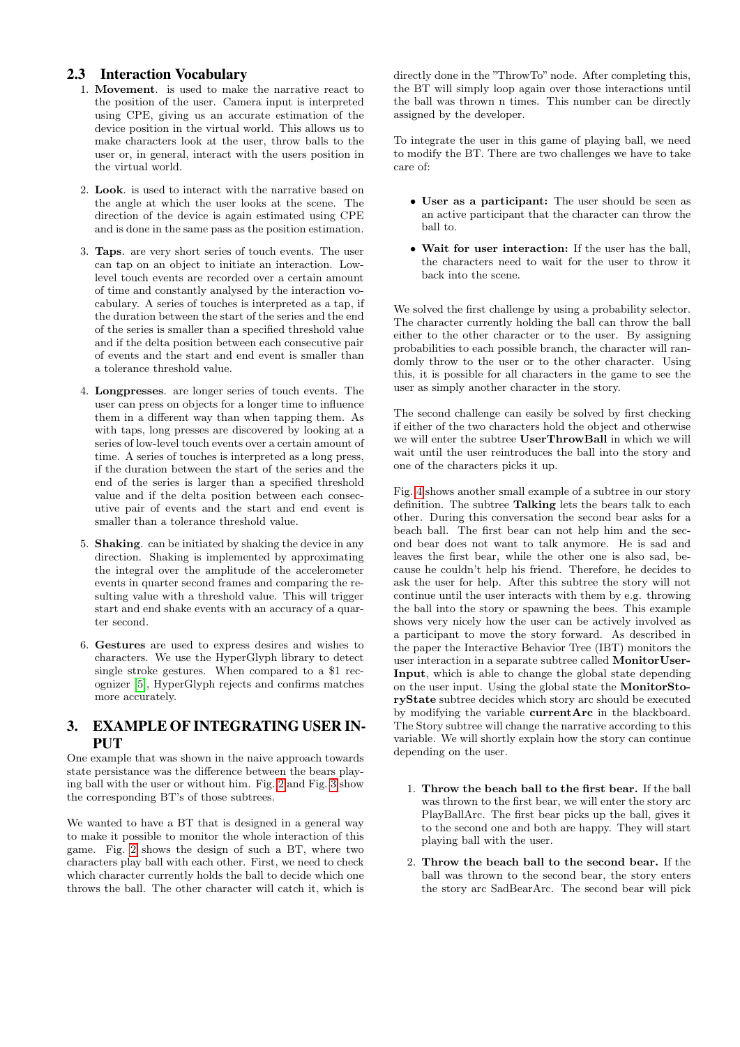### 2.3 Interaction Vocabulary

1. **Movement**. is used to make the narrative react to the position of the user. Camera input is interpreted using CPE, giving us an accurate estimation of the device position in the virtual world. This allows us to make characters look at the user, throw balls to the user or, in general, interact with the users position in the virtual world.

2. **Look**. is used to interact with the narrative based on the angle at which the user looks at the scene. The direction of the device is again estimated using CPE and is done in the same pass as the position estimation.

3. **Taps**. are very short series of touch events. The user can tap on an object to initiate an interaction. Low-level touch events are recorded over a certain amount of time and constantly analysed by the interaction vocabulary. A series of touches is interpreted as a tap, if the duration between the start of the series and the end of the series is smaller than a specified threshold value and if the delta position between each consecutive pair of events and the start and end event is smaller than a tolerance threshold value.

4. **Longpresses**. are longer series of touch events. The user can press on objects for a longer time to influence them in a different way than when tapping them. As with taps, long presses are discovered by looking at a series of low-level touch events over a certain amount of time. A series of touches is interpreted as a long press, if the duration between the start of the series and the end of the series is larger than a specified threshold value and if the delta position between each consecutive pair of events and the start and end event is smaller than a tolerance threshold value.

5. **Shaking**. can be initiated by shaking the device in any direction. Shaking is implemented by approximating the integral over the amplitude of the accelerometer events in quarter second frames and comparing the resulting value with a threshold value. This will trigger start and end shake events with an accuracy of a quarter second.

6. **Gestures** are used to express desires and wishes to characters. We use the HyperGlyph library to detect single stroke gestures. When compared to a $1 recognizer [5], HyperGlyph rejects and confirms matches more accurately.

## 3. EXAMPLE OF INTEGRATING USER INPUT

One example that was shown in the naive approach towards state persistance was the difference between the bears playing ball with the user or without him. Fig. 2 and Fig. 3 show the corresponding BT's of those subtrees.

We wanted to have a BT that is designed in a general way to make it possible to monitor the whole interaction of this game. Fig. 2 shows the design of such a BT, where two characters play ball with each other. First, we need to check which character currently holds the ball to decide which one throws the ball. The other character will catch it, which is directly done in the "ThrowTo" node. After completing this, the BT will simply loop again over those interactions until the ball was thrown n times. This number can be directly assigned by the developer.

To integrate the user in this game of playing ball, we need to modify the BT. There are two challenges we have to take care of:

- **User as a participant:** The user should be seen as an active participant that the character can throw the ball to.
- **Wait for user interaction:** If the user has the ball, the characters need to wait for the user to throw it back into the scene.

We solved the first challenge by using a probability selector. The character currently holding the ball can throw the ball either to the other character or to the user. By assigning probabilities to each possible branch, the character will randomly throw to the user or to the other character. Using this, it is possible for all characters in the game to see the user as simply another character in the story.

The second challenge can easily be solved by first checking if either of the two characters hold the object and otherwise we will enter the subtree **UserThrowBall** in which we will wait until the user reintroduces the ball into the story and one of the characters picks it up.

Fig. 4 shows another small example of a subtree in our story definition. The subtree **Talking** lets the bears talk to each other. During this conversation the second bear asks for a beach ball. The first bear can not help him and the second bear does not want to talk anymore. He is sad and leaves the first bear, while the other one is also sad, because he couldn't help his friend. Therefore, he decides to ask the user for help. After this subtree the story will not continue until the user interacts with them by e.g. throwing the ball into the story or spawning the bees. This example shows very nicely how the user can be actively involved as a participant to move the story forward. As described in the paper the Interactive Behavior Tree (IBT) monitors the user interaction in a separate subtree called **MonitorUserInput**, which is able to change the global state depending on the user input. Using the global state the **MonitorStoryState** subtree decides which story arc should be executed by modifying the variable **currentArc** in the blackboard. The Story subtree will change the narrative according to this variable. We will shortly explain how the story can continue depending on the user.

1. **Throw the beach ball to the first bear.** If the ball was thrown to the first bear, we will enter the story arc PlayBallArc. The first bear picks up the ball, gives it to the second one and both are happy. They will start playing ball with the user.

2. **Throw the beach ball to the second bear.** If the ball was thrown to the second bear, the story enters the story arc SadBearArc. The second bear will pick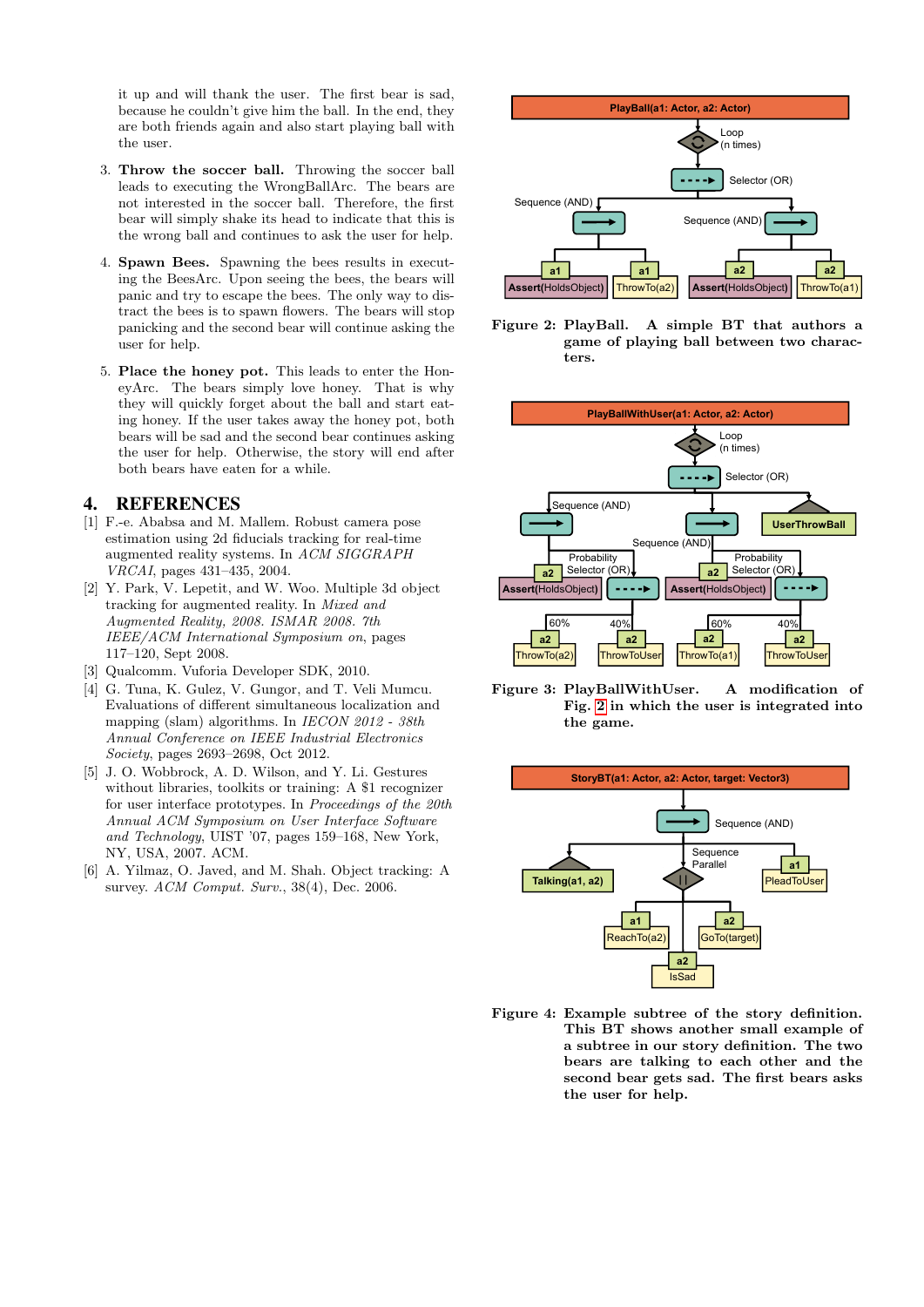it up and will thank the user. The first bear is sad, because he couldn't give him the ball. In the end, they are both friends again and also start playing ball with the user.

3. **Throw the soccer ball.** Throwing the soccer ball leads to executing the WrongBallArc. The bears are not interested in the soccer ball. Therefore, the first bear will simply shake its head to indicate that this is the wrong ball and continues to ask the user for help.

4. **Spawn Bees.** Spawning the bees results in executing the BeesArc. Upon seeing the bees, the bears will panic and try to escape the bees. The only way to distract the bees is to spawn flowers. The bears will stop panicking and the second bear will continue asking the user for help.

5. **Place the honey pot.** This leads to enter the HoneyArc. The bears simply love honey. That is why they will quickly forget about the ball and start eating honey. If the user takes away the honey pot, both bears will be sad and the second bear continues asking the user for help. Otherwise, the story will end after both bears have eaten for a while.

# 4. REFERENCES

[1] F.-e. Ababsa and M. Mallem. Robust camera pose estimation using 2d fiducials tracking for real-time augmented reality systems. In *ACM SIGGRAPH VRCAI*, pages 431–435, 2004.

[2] Y. Park, V. Lepetit, and W. Woo. Multiple 3d object tracking for augmented reality. In *Mixed and Augmented Reality, 2008. ISMAR 2008. 7th IEEE/ACM International Symposium on*, pages 117–120, Sept 2008.

[3] Qualcomm. Vuforia Developer SDK, 2010.

[4] G. Tuna, K. Gulez, V. Gungor, and T. Veli Mumcu. Evaluations of different simultaneous localization and mapping (slam) algorithms. In *IECON 2012 - 38th Annual Conference on IEEE Industrial Electronics Society*, pages 2693–2698, Oct 2012.

[5] J. O. Wobbrock, A. D. Wilson, and Y. Li. Gestures without libraries, toolkits or training: A $1 recognizer for user interface prototypes. In *Proceedings of the 20th Annual ACM Symposium on User Interface Software and Technology*, UIST '07, pages 159–168, New York, NY, USA, 2007. ACM.

[6] A. Yilmaz, O. Javed, and M. Shah. Object tracking: A survey. *ACM Comput. Surv.*, 38(4), Dec. 2006.

PlayBall(a1: Actor, a2: Actor)
Loop (n times)
Selector (OR)
Sequence (AND)
Sequence (AND)
a1 Assert(HoldsObject)
a1 ThrowTo(a2)
a2 Assert(HoldsObject)
a2 ThrowTo(a1)

**Figure 2: PlayBall. A simple BT that authors a game of playing ball between two characters.**

PlayBallWithUser(a1: Actor, a2: Actor)
Loop (n times)
Selector (OR)
Sequence (AND)
Sequence (AND)
UserThrowBall
Probability Selector (OR)
Probability Selector (OR)
a2 Assert(HoldsObject)
a2 Assert(HoldsObject)
60%
40%
60%
40%
a2 ThrowTo(a2)
a2 ThrowToUser
a2 ThrowTo(a1)
a2 ThrowToUser

**Figure 3: PlayBallWithUser. A modification of Fig. 2 in which the user is integrated into the game.**

StoryBT(a1: Actor, a2: Actor, target: Vector3)
Sequence (AND)
Talking(a1, a2)
Sequence Parallel
a1 PleadToUser
a1 ReachTo(a2)
a2 GoTo(target)
a2 IsSad

**Figure 4: Example subtree of the story definition. This BT shows another small example of a subtree in our story definition. The two bears are talking to each other and the second bear gets sad. The first bears asks the user for help.**